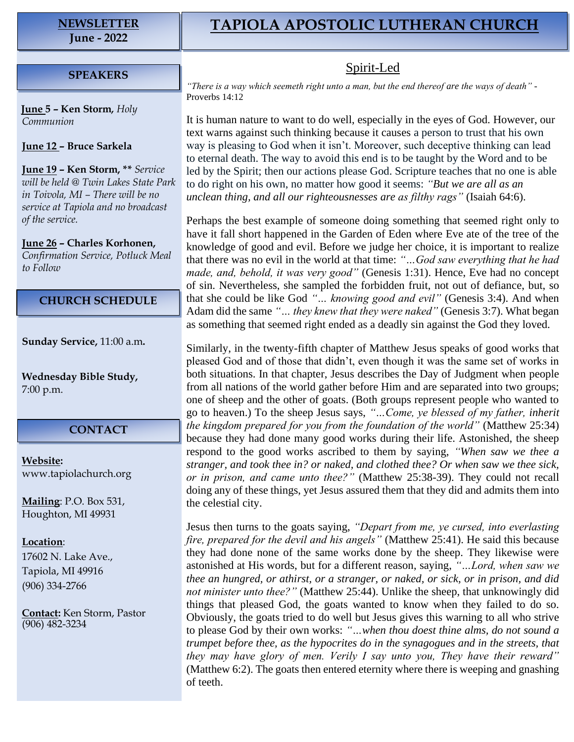**NEWSLETTER**
**June - 2022**

# TAPIOLA APOSTOLIC LUTHERAN CHURCH

## SPEAKERS

**June 5 – Ken Storm,** *Holy Communion*

**June 12 – Bruce Sarkela**

**June 19 – Ken Storm, \*\*** *Service will be held @ Twin Lakes State Park in Toivola, MI – There will be no service at Tapiola and no broadcast of the service.*

**June 26 – Charles Korhonen,** *Confirmation Service, Potluck Meal to Follow*

## CHURCH SCHEDULE

**Sunday Service,** 11:00 a.m**.**

**Wednesday Bible Study,** 7:00 p.m.

## CONTACT

**Website:**
www.tapiolachurch.org

**Mailing**: P.O. Box 531, Houghton, MI 49931

**Location**:
17602 N. Lake Ave.,
Tapiola, MI 49916
(906) 334-2766

**Contact:** Ken Storm, Pastor
(906) 482-3234

## Spirit-Led

*"There is a way which seemeth right unto a man, but the end thereof are the ways of death"* - Proverbs 14:12

It is human nature to want to do well, especially in the eyes of God. However, our text warns against such thinking because it causes a person to trust that his own way is pleasing to God when it isn't. Moreover, such deceptive thinking can lead to eternal death. The way to avoid this end is to be taught by the Word and to be led by the Spirit; then our actions please God. Scripture teaches that no one is able to do right on his own, no matter how good it seems: *"But we are all as an unclean thing, and all our righteousnesses are as filthy rags"* (Isaiah 64:6).

Perhaps the best example of someone doing something that seemed right only to have it fall short happened in the Garden of Eden where Eve ate of the tree of the knowledge of good and evil. Before we judge her choice, it is important to realize that there was no evil in the world at that time: *"…God saw everything that he had made, and, behold, it was very good"* (Genesis 1:31). Hence, Eve had no concept of sin. Nevertheless, she sampled the forbidden fruit, not out of defiance, but, so that she could be like God *"… knowing good and evil"* (Genesis 3:4). And when Adam did the same *"… they knew that they were naked"* (Genesis 3:7). What began as something that seemed right ended as a deadly sin against the God they loved.

Similarly, in the twenty-fifth chapter of Matthew Jesus speaks of good works that pleased God and of those that didn't, even though it was the same set of works in both situations. In that chapter, Jesus describes the Day of Judgment when people from all nations of the world gather before Him and are separated into two groups; one of sheep and the other of goats. (Both groups represent people who wanted to go to heaven.) To the sheep Jesus says, *"…Come, ye blessed of my father, inherit the kingdom prepared for you from the foundation of the world"* (Matthew 25:34) because they had done many good works during their life. Astonished, the sheep respond to the good works ascribed to them by saying, *"When saw we thee a stranger, and took thee in? or naked, and clothed thee? Or when saw we thee sick, or in prison, and came unto thee?"* (Matthew 25:38-39). They could not recall doing any of these things, yet Jesus assured them that they did and admits them into the celestial city.

Jesus then turns to the goats saying, *"Depart from me, ye cursed, into everlasting fire, prepared for the devil and his angels"* (Matthew 25:41). He said this because they had done none of the same works done by the sheep. They likewise were astonished at His words, but for a different reason, saying, *"…Lord, when saw we thee an hungred, or athirst, or a stranger, or naked, or sick, or in prison, and did not minister unto thee?"* (Matthew 25:44). Unlike the sheep, that unknowingly did things that pleased God, the goats wanted to know when they failed to do so. Obviously, the goats tried to do well but Jesus gives this warning to all who strive to please God by their own works: *"…when thou doest thine alms, do not sound a trumpet before thee, as the hypocrites do in the synagogues and in the streets, that they may have glory of men. Verily I say unto you, They have their reward"* (Matthew 6:2). The goats then entered eternity where there is weeping and gnashing of teeth.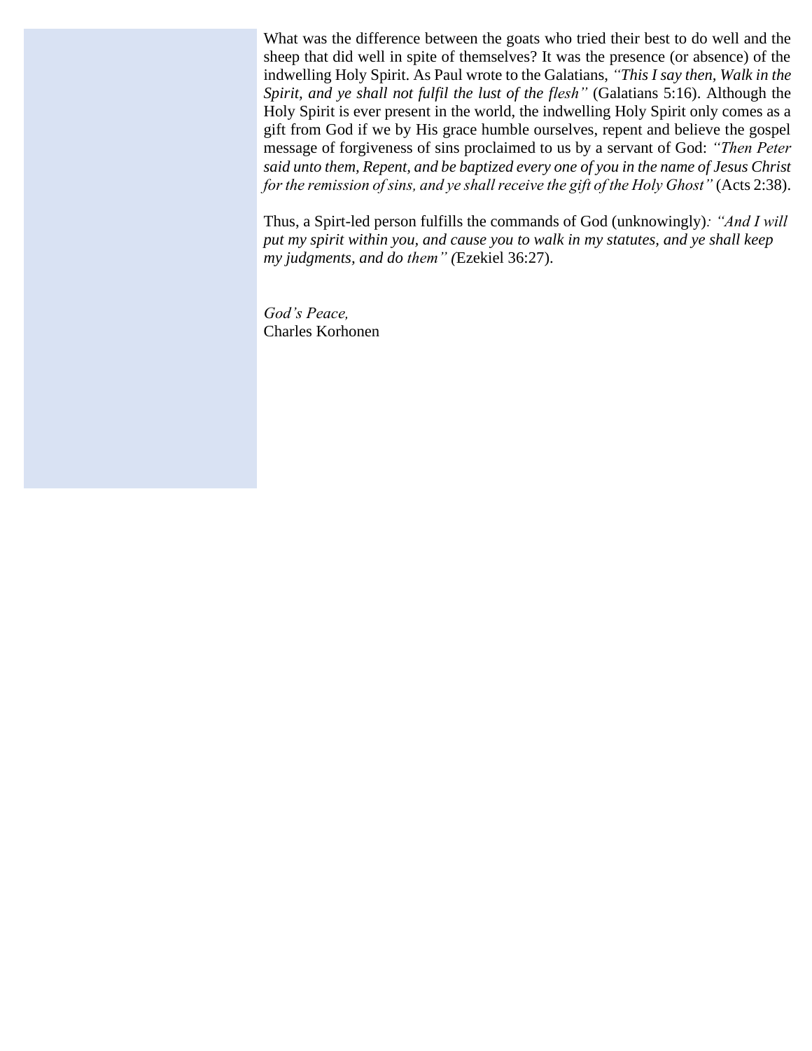What was the difference between the goats who tried their best to do well and the sheep that did well in spite of themselves? It was the presence (or absence) of the indwelling Holy Spirit. As Paul wrote to the Galatians, *"This I say then, Walk in the Spirit, and ye shall not fulfil the lust of the flesh"* (Galatians 5:16). Although the Holy Spirit is ever present in the world, the indwelling Holy Spirit only comes as a gift from God if we by His grace humble ourselves, repent and believe the gospel message of forgiveness of sins proclaimed to us by a servant of God: *"Then Peter said unto them, Repent, and be baptized every one of you in the name of Jesus Christ for the remission of sins, and ye shall receive the gift of the Holy Ghost"* (Acts 2:38).

Thus, a Spirt-led person fulfills the commands of God (unknowingly)*: "And I will put my spirit within you, and cause you to walk in my statutes, and ye shall keep my judgments, and do them" (*Ezekiel 36:27).

*God's Peace,*
Charles Korhonen